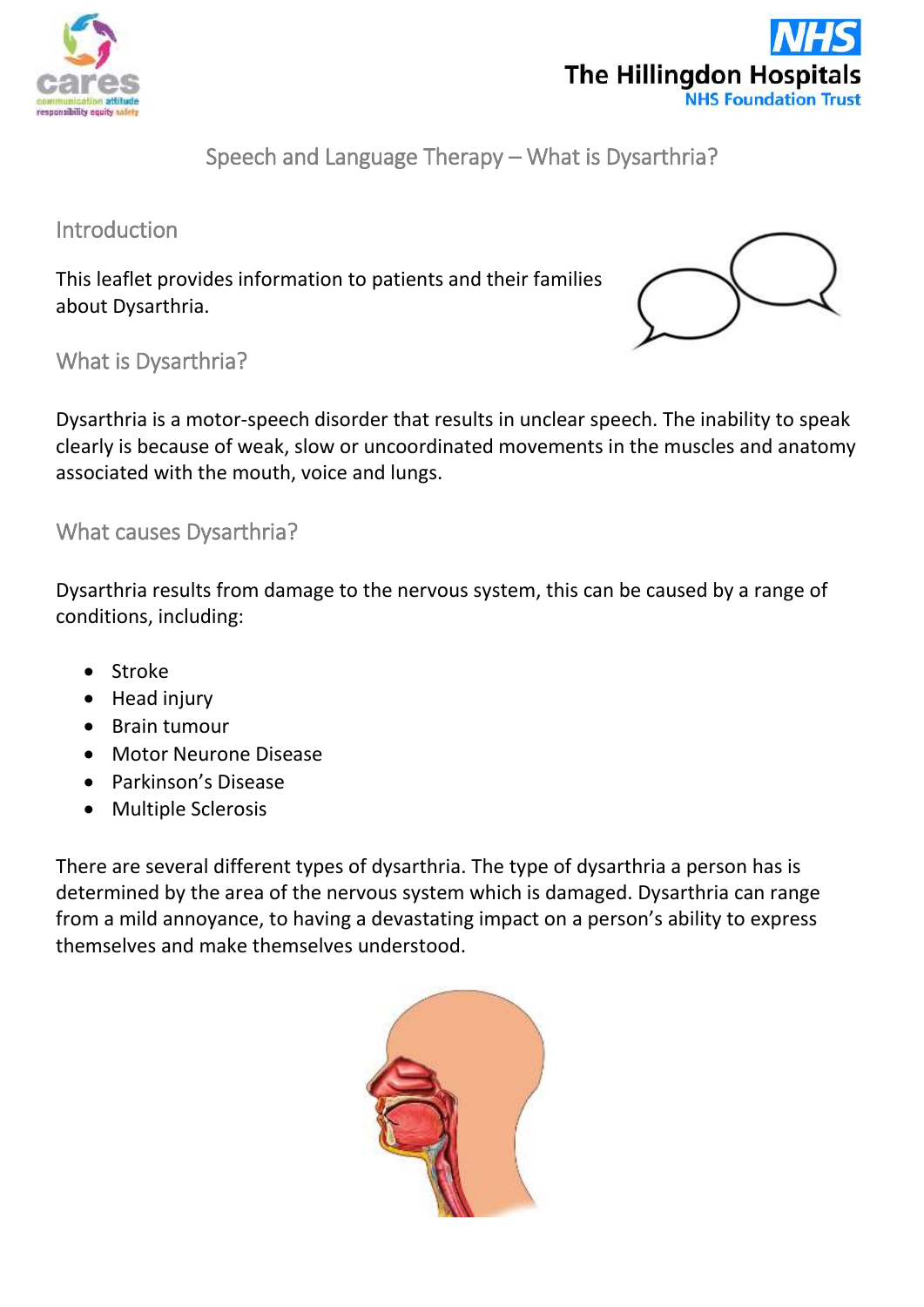# Speech and Language Therapy – What is Dysarthria?

## Introduction

This leaflet provides information to patients and their families about Dysarthria.

## What is Dysarthria?

Dysarthria is a motor-speech disorder that results in unclear speech. The inability to speak clearly is because of weak, slow or uncoordinated movements in the muscles and anatomy associated with the mouth, voice and lungs.

## What causes Dysarthria?

Dysarthria results from damage to the nervous system, this can be caused by a range of conditions, including:

- Stroke
- Head injury
- Brain tumour
- Motor Neurone Disease
- Parkinson's Disease
- Multiple Sclerosis

There are several different types of dysarthria. The type of dysarthria a person has is determined by the area of the nervous system which is damaged. Dysarthria can range from a mild annoyance, to having a devastating impact on a person's ability to express themselves and make themselves understood.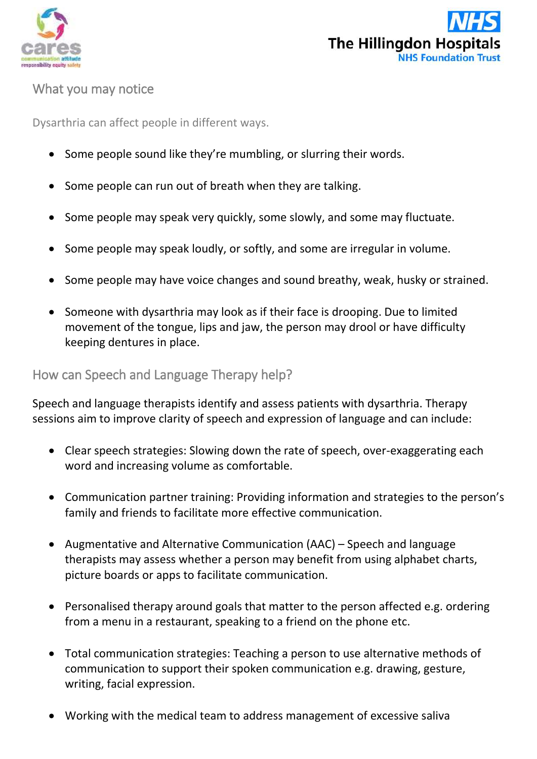## What you may notice

Dysarthria can affect people in different ways.

- Some people sound like they're mumbling, or slurring their words.
- Some people can run out of breath when they are talking.
- Some people may speak very quickly, some slowly, and some may fluctuate.
- Some people may speak loudly, or softly, and some are irregular in volume.
- Some people may have voice changes and sound breathy, weak, husky or strained.
- Someone with dysarthria may look as if their face is drooping. Due to limited movement of the tongue, lips and jaw, the person may drool or have difficulty keeping dentures in place.

## How can Speech and Language Therapy help?

Speech and language therapists identify and assess patients with dysarthria. Therapy sessions aim to improve clarity of speech and expression of language and can include:

- Clear speech strategies: Slowing down the rate of speech, over-exaggerating each word and increasing volume as comfortable.
- Communication partner training: Providing information and strategies to the person's family and friends to facilitate more effective communication.
- Augmentative and Alternative Communication (AAC) – Speech and language therapists may assess whether a person may benefit from using alphabet charts, picture boards or apps to facilitate communication.
- Personalised therapy around goals that matter to the person affected e.g. ordering from a menu in a restaurant, speaking to a friend on the phone etc.
- Total communication strategies: Teaching a person to use alternative methods of communication to support their spoken communication e.g. drawing, gesture, writing, facial expression.
- Working with the medical team to address management of excessive saliva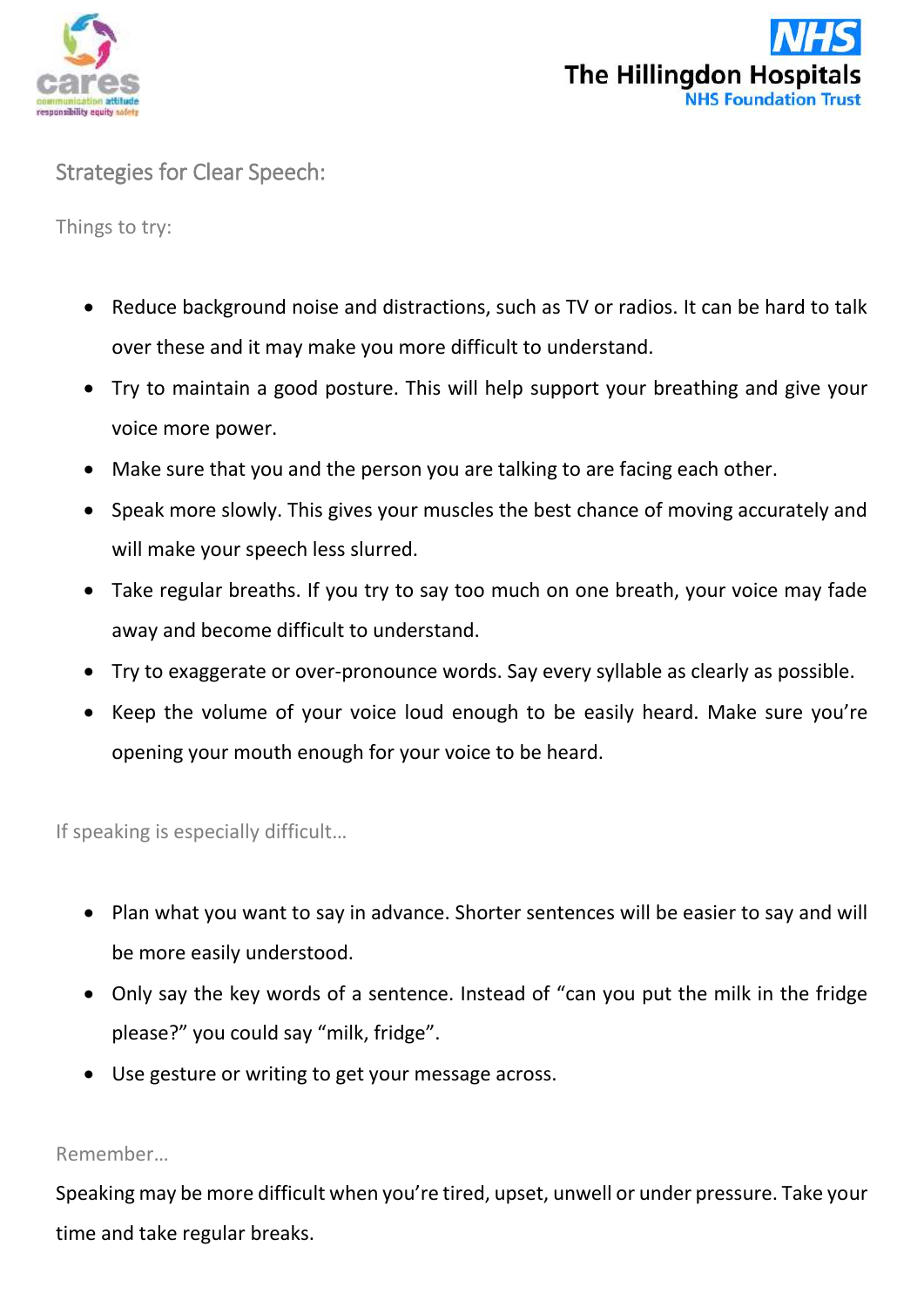## Strategies for Clear Speech:

### Things to try:

- Reduce background noise and distractions, such as TV or radios. It can be hard to talk over these and it may make you more difficult to understand.
- Try to maintain a good posture. This will help support your breathing and give your voice more power.
- Make sure that you and the person you are talking to are facing each other.
- Speak more slowly. This gives your muscles the best chance of moving accurately and will make your speech less slurred.
- Take regular breaths. If you try to say too much on one breath, your voice may fade away and become difficult to understand.
- Try to exaggerate or over-pronounce words. Say every syllable as clearly as possible.
- Keep the volume of your voice loud enough to be easily heard. Make sure you're opening your mouth enough for your voice to be heard.

### If speaking is especially difficult…

- Plan what you want to say in advance. Shorter sentences will be easier to say and will be more easily understood.
- Only say the key words of a sentence. Instead of "can you put the milk in the fridge please?" you could say "milk, fridge".
- Use gesture or writing to get your message across.

### Remember…

Speaking may be more difficult when you're tired, upset, unwell or under pressure. Take your time and take regular breaks.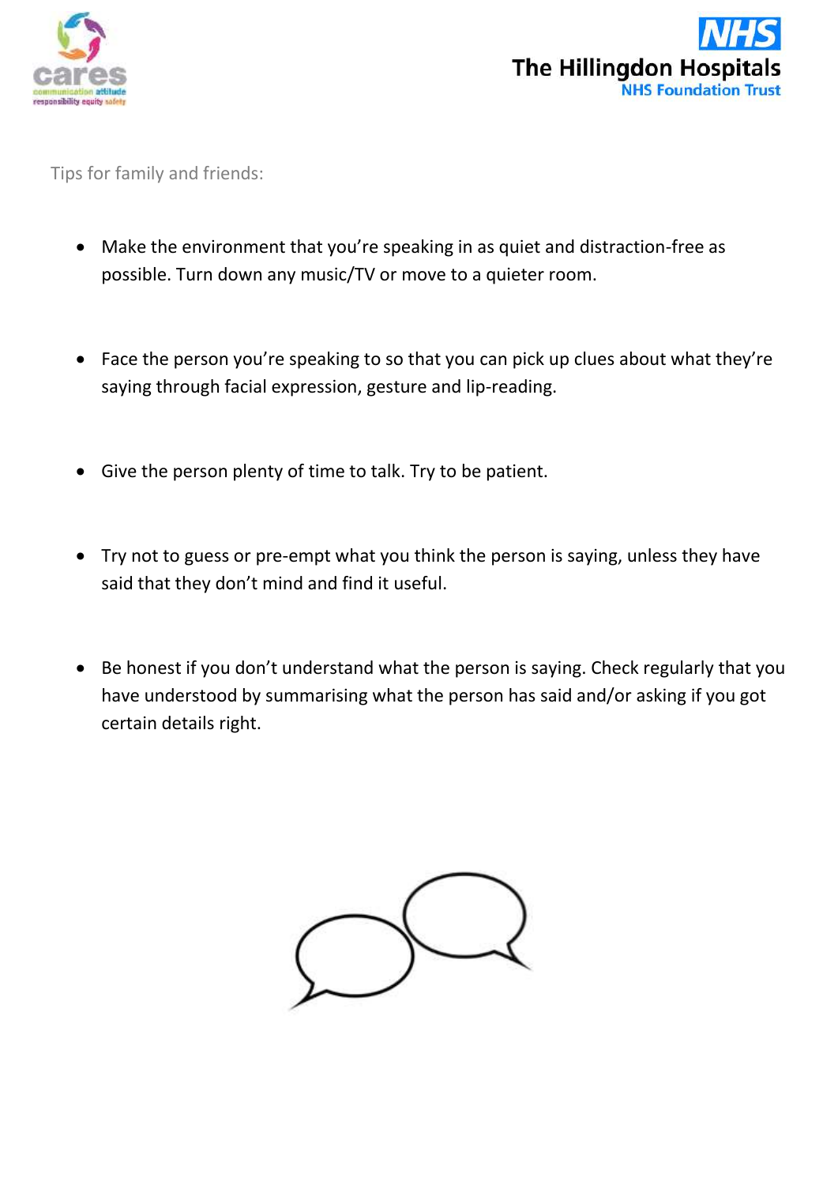Tips for family and friends:

- Make the environment that you're speaking in as quiet and distraction-free as possible. Turn down any music/TV or move to a quieter room.

- Face the person you're speaking to so that you can pick up clues about what they're saying through facial expression, gesture and lip-reading.

- Give the person plenty of time to talk. Try to be patient.

- Try not to guess or pre-empt what you think the person is saying, unless they have said that they don't mind and find it useful.

- Be honest if you don't understand what the person is saying. Check regularly that you have understood by summarising what the person has said and/or asking if you got certain details right.